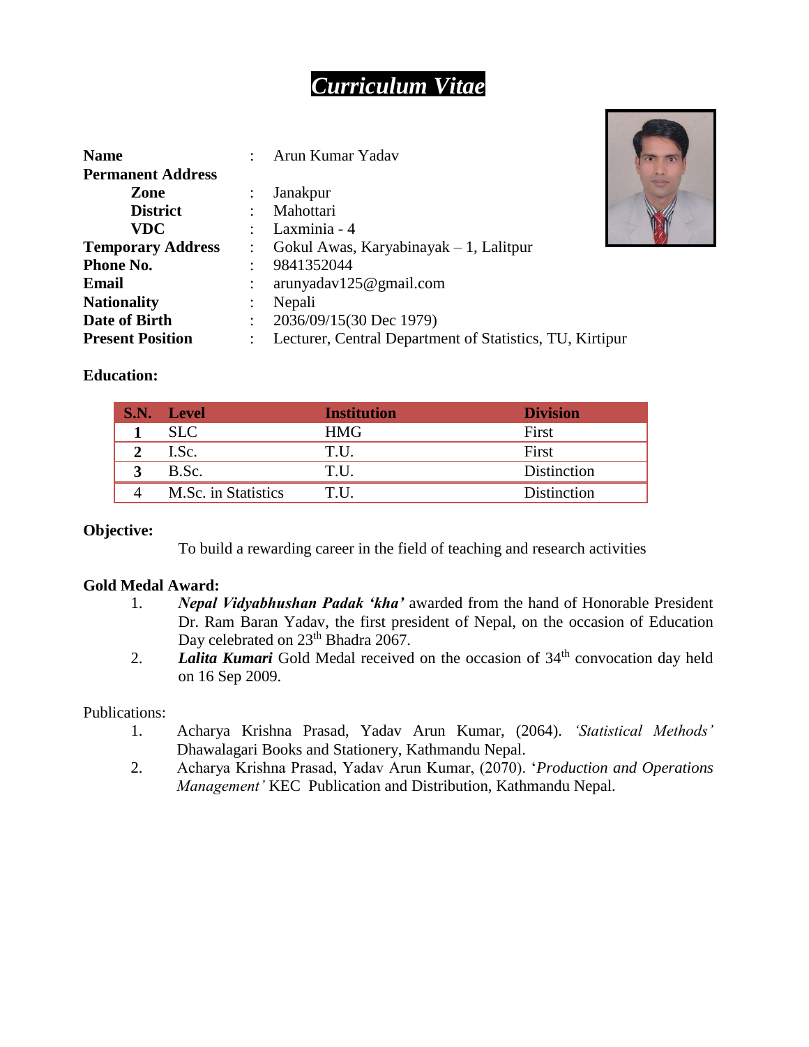# *Curriculum Vitae*

| | | |
|---|---|---|
| **Name** | : | Arun Kumar Yadav |
| **Permanent Address** | | |
| **Zone** | : | Janakpur |
| **District** | : | Mahottari |
| **VDC** | : | Laxminia - 4 |
| **Temporary Address** | : | Gokul Awas, Karyabinayak – 1, Lalitpur |
| **Phone No.** | : | 9841352044 |
| **Email** | : | arunyadav125@gmail.com |
| **Nationality** | : | Nepali |
| **Date of Birth** | : | 2036/09/15(30 Dec 1979) |
| **Present Position** | : | Lecturer, Central Department of Statistics, TU, Kirtipur |

**Education:**

| S.N. | Level | Institution | Division |
|---|---|---|---|
| 1 | SLC | HMG | First |
| 2 | I.Sc. | T.U. | First |
| 3 | B.Sc. | T.U. | Distinction |
| 4 | M.Sc. in Statistics | T.U. | Distinction |

**Objective:**

To build a rewarding career in the field of teaching and research activities

**Gold Medal Award:**

1. ***Nepal Vidyabhushan Padak 'kha'*** awarded from the hand of Honorable President Dr. Ram Baran Yadav, the first president of Nepal, on the occasion of Education Day celebrated on 23[th] Bhadra 2067.
2. ***Lalita Kumari*** Gold Medal received on the occasion of 34[th] convocation day held on 16 Sep 2009.

Publications:

1. Acharya Krishna Prasad, Yadav Arun Kumar, (2064). *'Statistical Methods'* Dhawalagari Books and Stationery, Kathmandu Nepal.
2. Acharya Krishna Prasad, Yadav Arun Kumar, (2070). '*Production and Operations Management'* KEC Publication and Distribution, Kathmandu Nepal.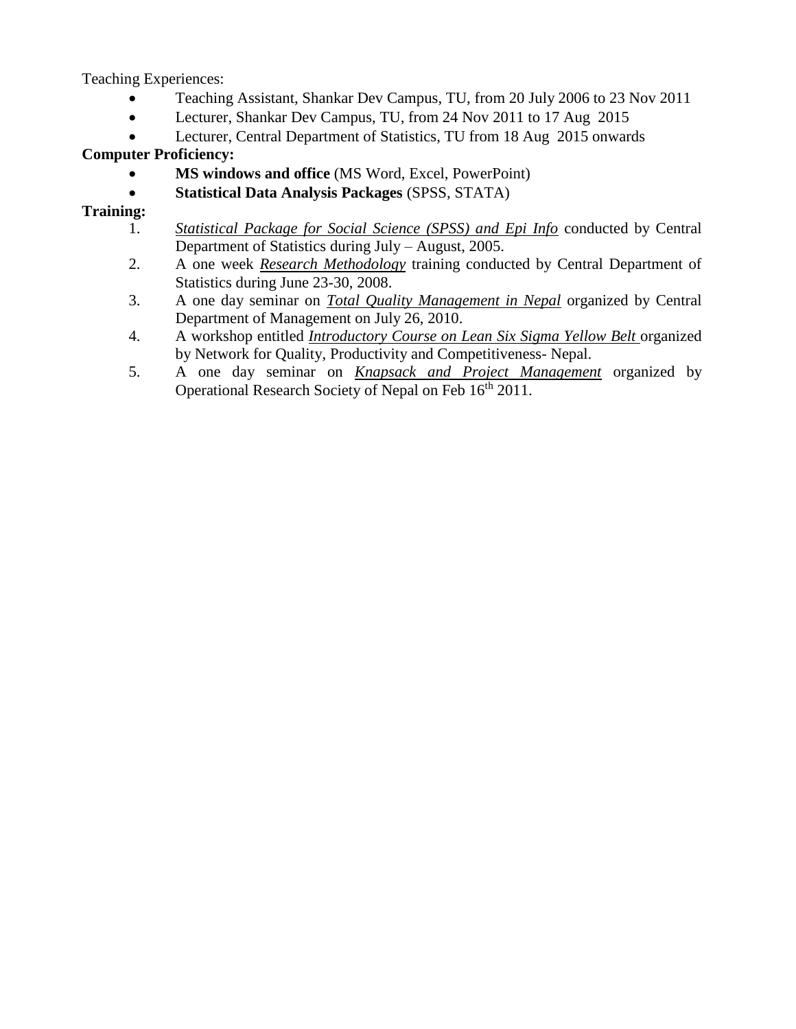Teaching Experiences:

- Teaching Assistant, Shankar Dev Campus, TU, from 20 July 2006 to 23 Nov 2011
- Lecturer, Shankar Dev Campus, TU, from 24 Nov 2011 to 17 Aug 2015
- Lecturer, Central Department of Statistics, TU from 18 Aug 2015 onwards

**Computer Proficiency:**

- **MS windows and office** (MS Word, Excel, PowerPoint)
- **Statistical Data Analysis Packages** (SPSS, STATA)

**Training:**

1. *Statistical Package for Social Science (SPSS) and Epi Info* conducted by Central Department of Statistics during July – August, 2005.
2. A one week ***Research Methodology*** training conducted by Central Department of Statistics during June 23-30, 2008.
3. A one day seminar on ***Total Quality Management in Nepal*** organized by Central Department of Management on July 26, 2010.
4. A workshop entitled ***Introductory Course on Lean Six Sigma Yellow Belt*** organized by Network for Quality, Productivity and Competitiveness- Nepal.
5. A one day seminar on ***Knapsack and Project Management*** organized by Operational Research Society of Nepal on Feb 16th 2011.